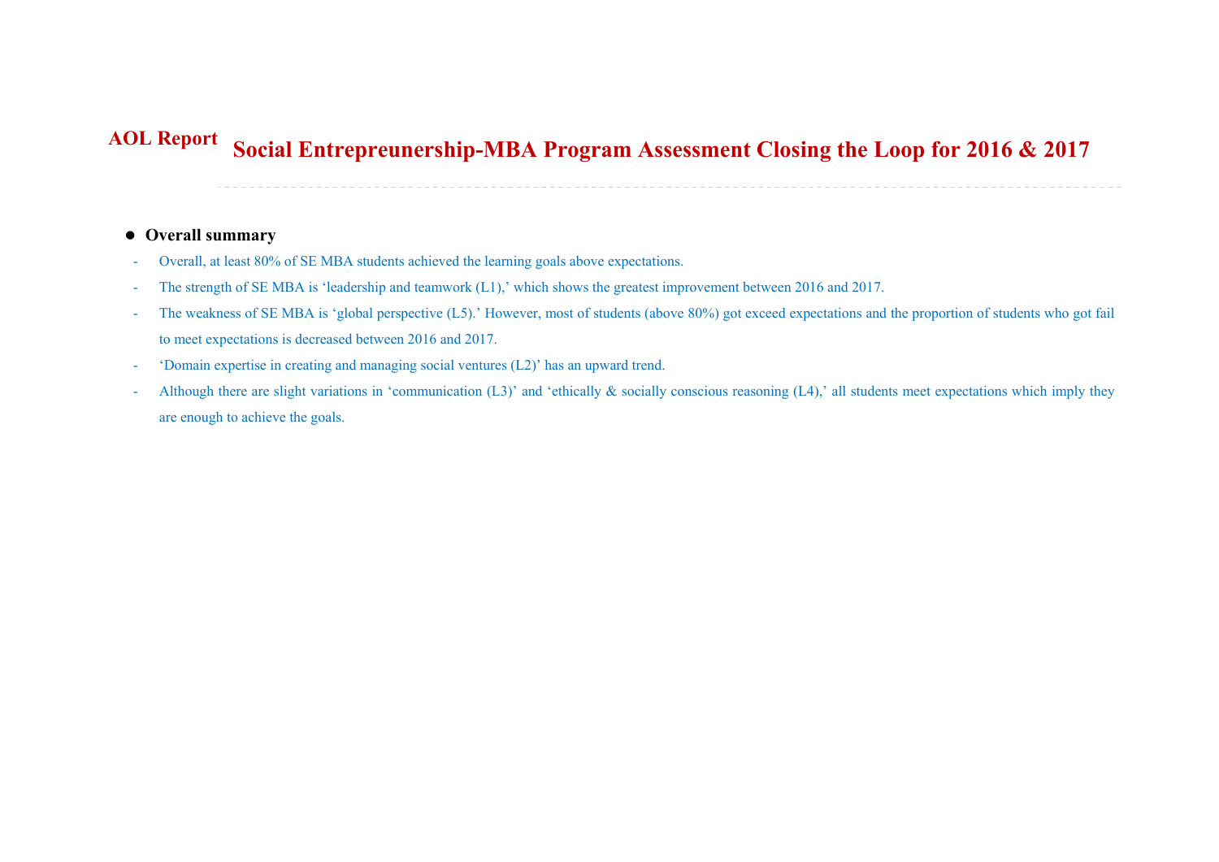AOL Report

# Social Entrepreunership-MBA Program Assessment Closing the Loop for 2016 & 2017

- **Overall summary**
  - Overall, at least 80% of SE MBA students achieved the learning goals above expectations.
  - The strength of SE MBA is 'leadership and teamwork (L1),' which shows the greatest improvement between 2016 and 2017.
  - The weakness of SE MBA is 'global perspective (L5).' However, most of students (above 80%) got exceed expectations and the proportion of students who got fail to meet expectations is decreased between 2016 and 2017.
  - 'Domain expertise in creating and managing social ventures (L2)' has an upward trend.
  - Although there are slight variations in 'communication (L3)' and 'ethically & socially conscious reasoning (L4),' all students meet expectations which imply they are enough to achieve the goals.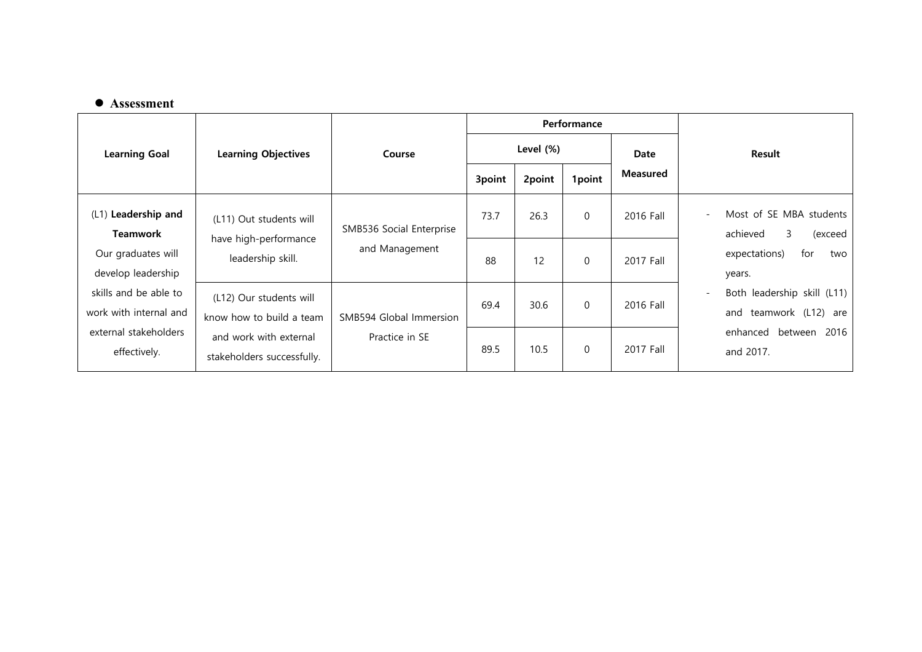- **Assessment**

| Learning Goal | Learning Objectives | Course | Performance | | | | Result |
|---|---|---|---|---|---|---|---|
| | | | Level (%) | | | Date Measured | |
| | | | 3point | 2point | 1point | | |
| (L1) **Leadership and Teamwork** Our graduates will develop leadership skills and be able to work with internal and external stakeholders effectively. | (L11) Out students will have high-performance leadership skill. | SMB536 Social Enterprise and Management | 73.7 | 26.3 | 0 | 2016 Fall | - Most of SE MBA students achieved 3 (exceed expectations) for two years. - Both leadership skill (L11) and teamwork (L12) are enhanced between 2016 and 2017. |
| | | | 88 | 12 | 0 | 2017 Fall | |
| | (L12) Our students will know how to build a team and work with external stakeholders successfully. | SMB594 Global Immersion Practice in SE | 69.4 | 30.6 | 0 | 2016 Fall | |
| | | | 89.5 | 10.5 | 0 | 2017 Fall | |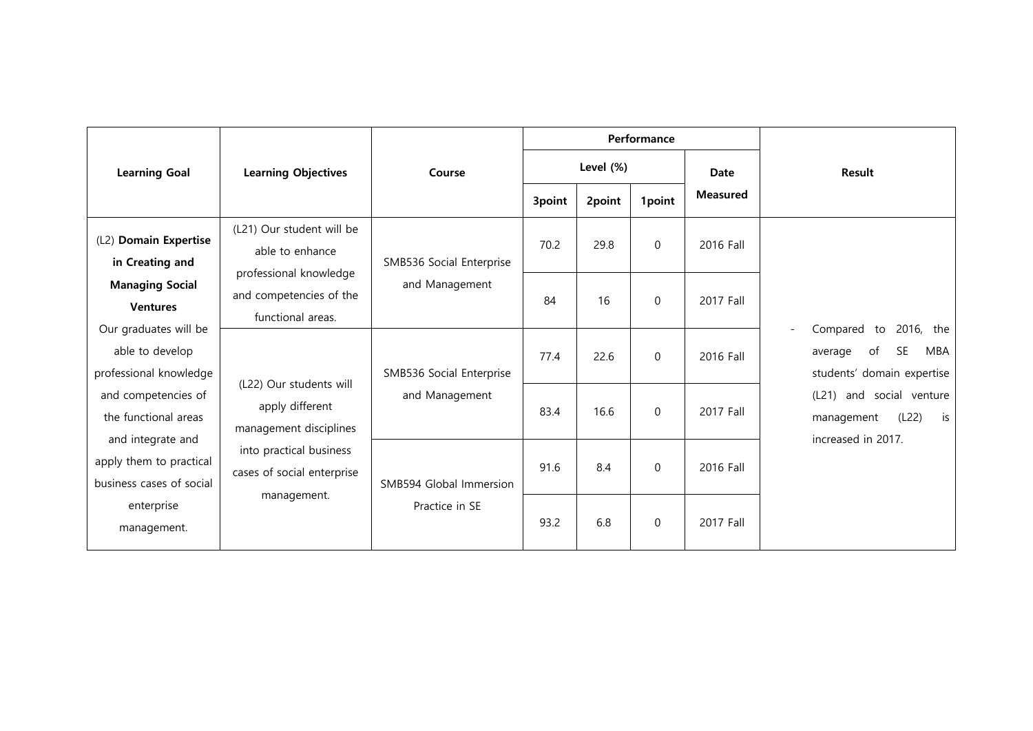| Learning Goal | Learning Objectives | Course | Performance | | | | Result |
|---|---|---|---|---|---|---|---|
| | | | Level (%) | | | Date Measured | |
| | | | 3point | 2point | 1point | | |
| (L2) **Domain Expertise in Creating and Managing Social Ventures** Our graduates will be able to develop professional knowledge and competencies of the functional areas and integrate and apply them to practical business cases of social enterprise management. | (L21) Our student will be able to enhance professional knowledge and competencies of the functional areas. | SMB536 Social Enterprise and Management | 70.2 | 29.8 | 0 | 2016 Fall | - Compared to 2016, the average of SE MBA students' domain expertise (L21) and social venture management (L22) is increased in 2017. |
| | | | 84 | 16 | 0 | 2017 Fall | |
| | (L22) Our students will apply different management disciplines into practical business cases of social enterprise management. | SMB536 Social Enterprise and Management | 77.4 | 22.6 | 0 | 2016 Fall | |
| | | | 83.4 | 16.6 | 0 | 2017 Fall | |
| | | SMB594 Global Immersion Practice in SE | 91.6 | 8.4 | 0 | 2016 Fall | |
| | | | 93.2 | 6.8 | 0 | 2017 Fall | |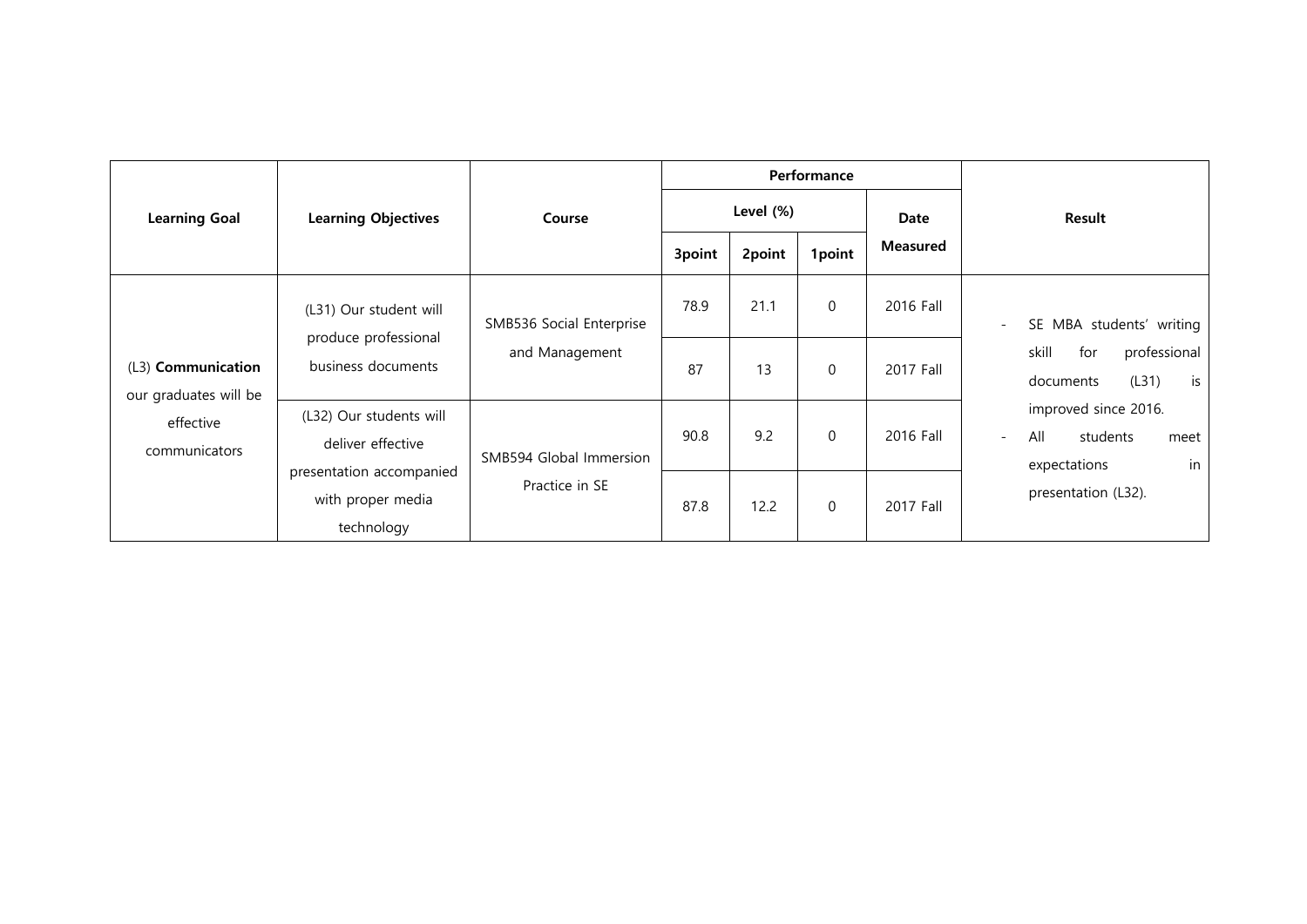| Learning Goal | Learning Objectives | Course | Performance | | | | Result |
|---|---|---|---|---|---|---|---|
| | | | Level (%) | | | Date Measured | |
| | | | 3point | 2point | 1point | | |
| (L3) **Communication** our graduates will be effective communicators | (L31) Our student will produce professional business documents | SMB536 Social Enterprise and Management | 78.9 | 21.1 | 0 | 2016 Fall | - SE MBA students' writing skill for professional documents (L31) is improved since 2016.<br>- All students meet expectations in presentation (L32). |
| | | | 87 | 13 | 0 | 2017 Fall | |
| | (L32) Our students will deliver effective presentation accompanied with proper media technology | SMB594 Global Immersion Practice in SE | 90.8 | 9.2 | 0 | 2016 Fall | |
| | | | 87.8 | 12.2 | 0 | 2017 Fall | |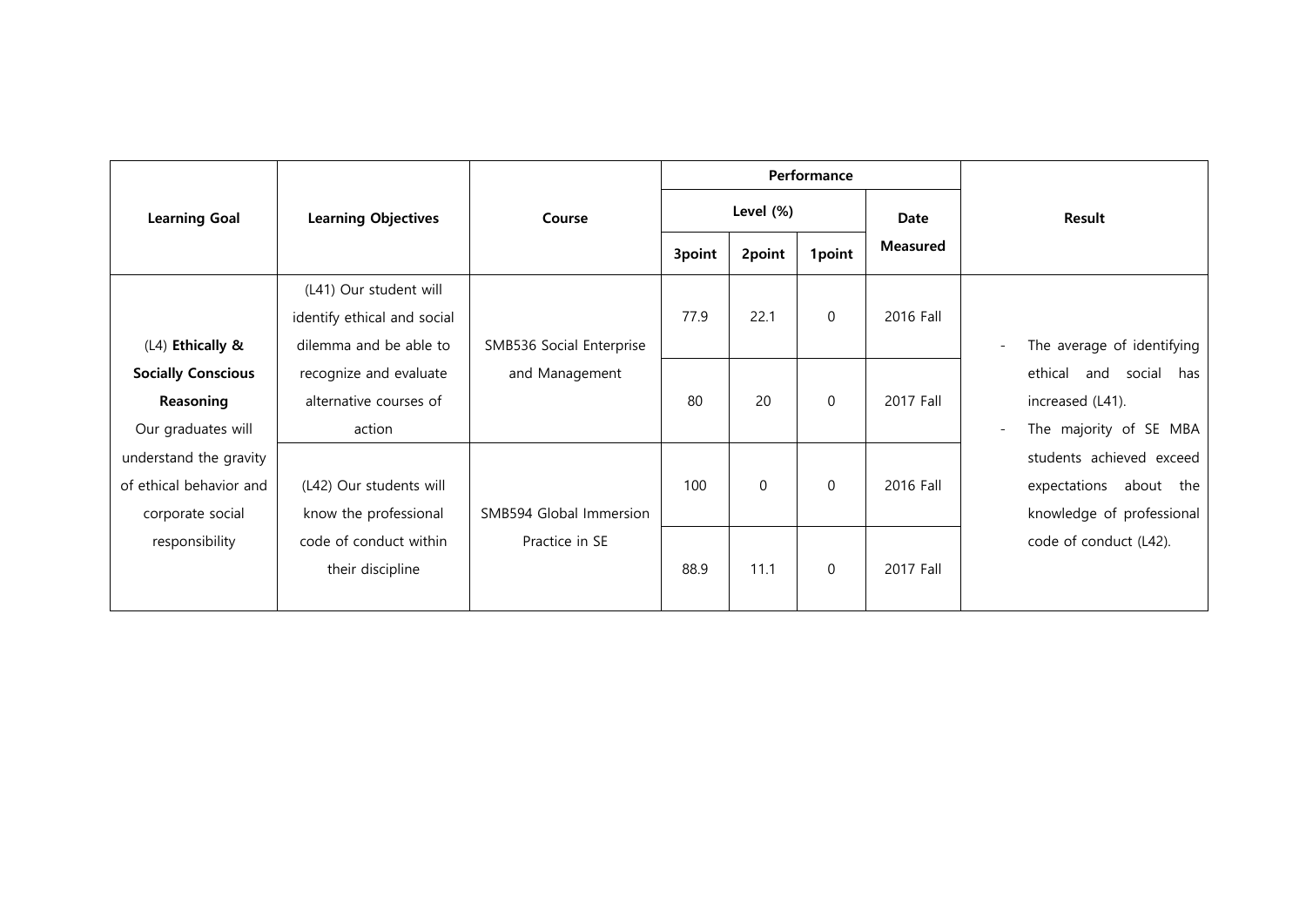| Learning Goal | Learning Objectives | Course | Performance | | | | Result |
|---|---|---|---|---|---|---|---|
| | | | Level (%) | | | Date Measured | |
| | | | 3point | 2point | 1point | | |
| (L4) **Ethically & Socially Conscious Reasoning** Our graduates will understand the gravity of ethical behavior and corporate social responsibility | (L41) Our student will identify ethical and social dilemma and be able to recognize and evaluate alternative courses of action | SMB536 Social Enterprise and Management | 77.9 | 22.1 | 0 | 2016 Fall | - The average of identifying ethical and social has increased (L41).<br>- The majority of SE MBA students achieved exceed expectations about the knowledge of professional code of conduct (L42). |
| | | | 80 | 20 | 0 | 2017 Fall | |
| | (L42) Our students will know the professional code of conduct within their discipline | SMB594 Global Immersion Practice in SE | 100 | 0 | 0 | 2016 Fall | |
| | | | 88.9 | 11.1 | 0 | 2017 Fall | |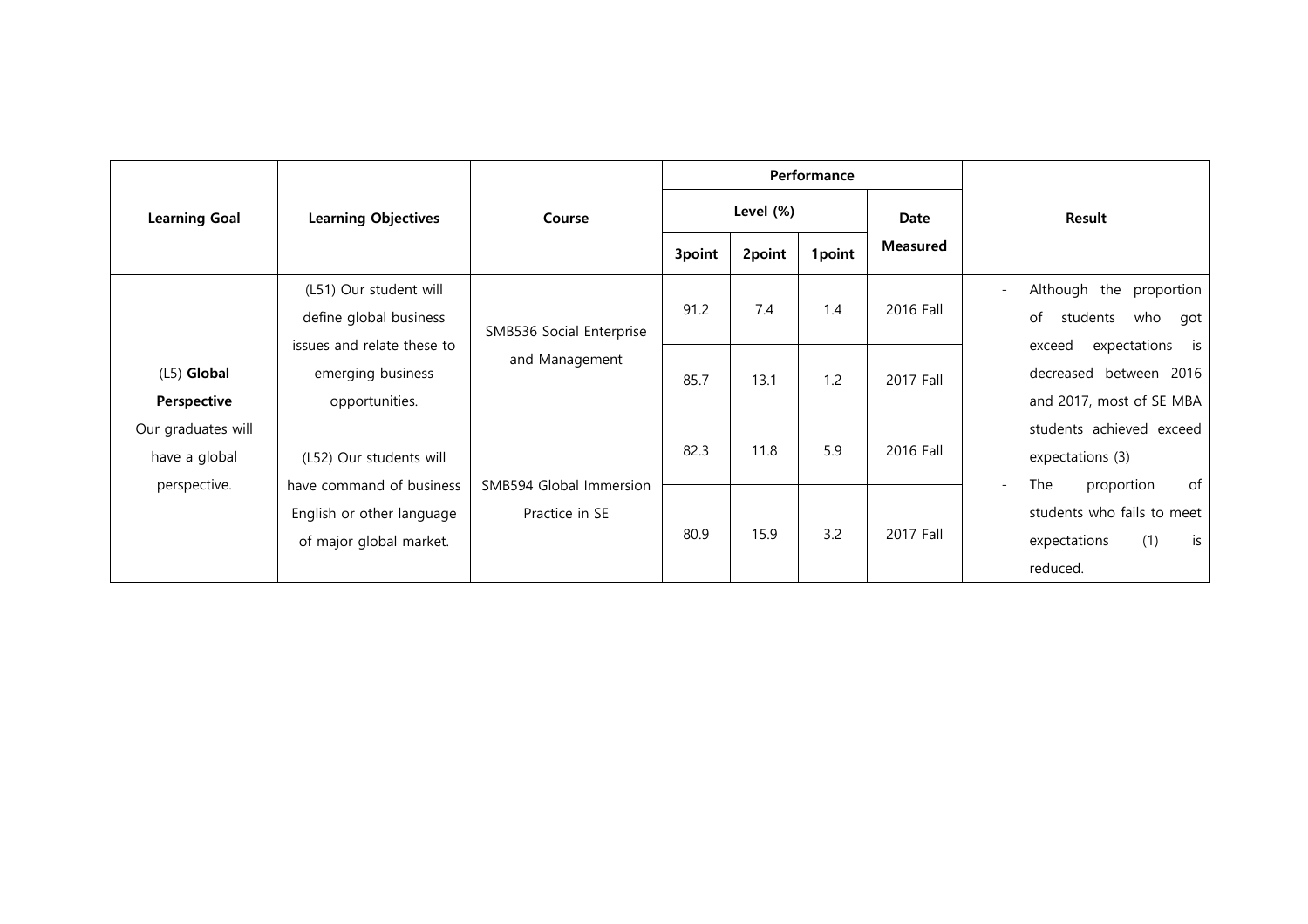| Learning Goal | Learning Objectives | Course | Performance | | | | Result |
|---|---|---|---|---|---|---|---|
| | | | Level (%) | | | Date Measured | |
| | | | 3point | 2point | 1point | | |
| (L5) **Global Perspective** Our graduates will have a global perspective. | (L51) Our student will define global business issues and relate these to emerging business opportunities. | SMB536 Social Enterprise and Management | 91.2 | 7.4 | 1.4 | 2016 Fall | - Although the proportion of students who got exceed expectations is decreased between 2016 and 2017, most of SE MBA students achieved exceed expectations (3) - The proportion of students who fails to meet expectations (1) is reduced. |
| | | | 85.7 | 13.1 | 1.2 | 2017 Fall | |
| | (L52) Our students will have command of business English or other language of major global market. | SMB594 Global Immersion Practice in SE | 82.3 | 11.8 | 5.9 | 2016 Fall | |
| | | | 80.9 | 15.9 | 3.2 | 2017 Fall | |